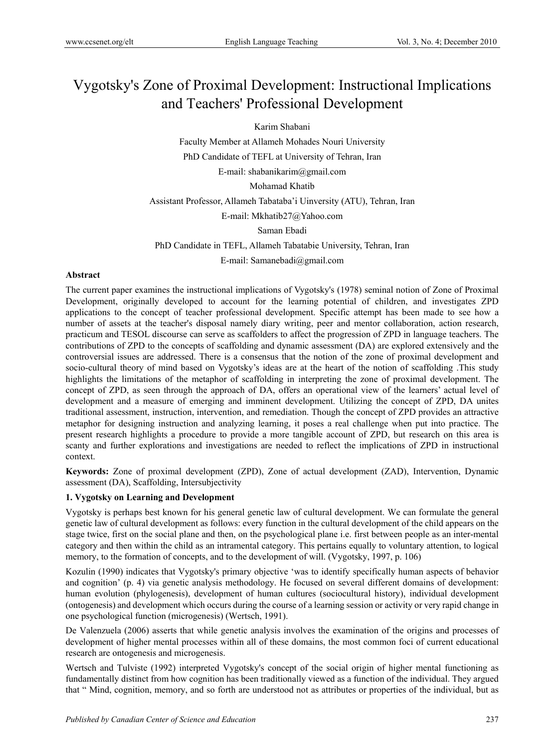# Vygotsky's Zone of Proximal Development: Instructional Implications and Teachers' Professional Development

Karim Shabani

Faculty Member at Allameh Mohades Nouri University

PhD Candidate of TEFL at University of Tehran, Iran

E-mail: shabanikarim@gmail.com

Mohamad Khatib

Assistant Professor, Allameh Tabataba'i Uinversity (ATU), Tehran, Iran

E-mail: Mkhatib27@Yahoo.com

Saman Ebadi

PhD Candidate in TEFL, Allameh Tabatabie University, Tehran, Iran

E-mail: Samanebadi@gmail.com

**Abstract**

The current paper examines the instructional implications of Vygotsky's (1978) seminal notion of Zone of Proximal Development, originally developed to account for the learning potential of children, and investigates ZPD applications to the concept of teacher professional development. Specific attempt has been made to see how a number of assets at the teacher's disposal namely diary writing, peer and mentor collaboration, action research, practicum and TESOL discourse can serve as scaffolders to affect the progression of ZPD in language teachers. The contributions of ZPD to the concepts of scaffolding and dynamic assessment (DA) are explored extensively and the controversial issues are addressed. There is a consensus that the notion of the zone of proximal development and socio-cultural theory of mind based on Vygotsky's ideas are at the heart of the notion of scaffolding .This study highlights the limitations of the metaphor of scaffolding in interpreting the zone of proximal development. The concept of ZPD, as seen through the approach of DA, offers an operational view of the learners' actual level of development and a measure of emerging and imminent development. Utilizing the concept of ZPD, DA unites traditional assessment, instruction, intervention, and remediation. Though the concept of ZPD provides an attractive metaphor for designing instruction and analyzing learning, it poses a real challenge when put into practice. The present research highlights a procedure to provide a more tangible account of ZPD, but research on this area is scanty and further explorations and investigations are needed to reflect the implications of ZPD in instructional context.

**Keywords:** Zone of proximal development (ZPD), Zone of actual development (ZAD), Intervention, Dynamic assessment (DA), Scaffolding, Intersubjectivity

## 1. Vygotsky on Learning and Development

Vygotsky is perhaps best known for his general genetic law of cultural development. We can formulate the general genetic law of cultural development as follows: every function in the cultural development of the child appears on the stage twice, first on the social plane and then, on the psychological plane i.e. first between people as an inter-mental category and then within the child as an intramental category. This pertains equally to voluntary attention, to logical memory, to the formation of concepts, and to the development of will. (Vygotsky, 1997, p. 106)

Kozulin (1990) indicates that Vygotsky's primary objective 'was to identify specifically human aspects of behavior and cognition' (p. 4) via genetic analysis methodology. He focused on several different domains of development: human evolution (phylogenesis), development of human cultures (sociocultural history), individual development (ontogenesis) and development which occurs during the course of a learning session or activity or very rapid change in one psychological function (microgenesis) (Wertsch, 1991).

De Valenzuela (2006) asserts that while genetic analysis involves the examination of the origins and processes of development of higher mental processes within all of these domains, the most common foci of current educational research are ontogenesis and microgenesis.

Wertsch and Tulviste (1992) interpreted Vygotsky's concept of the social origin of higher mental functioning as fundamentally distinct from how cognition has been traditionally viewed as a function of the individual. They argued that " Mind, cognition, memory, and so forth are understood not as attributes or properties of the individual, but as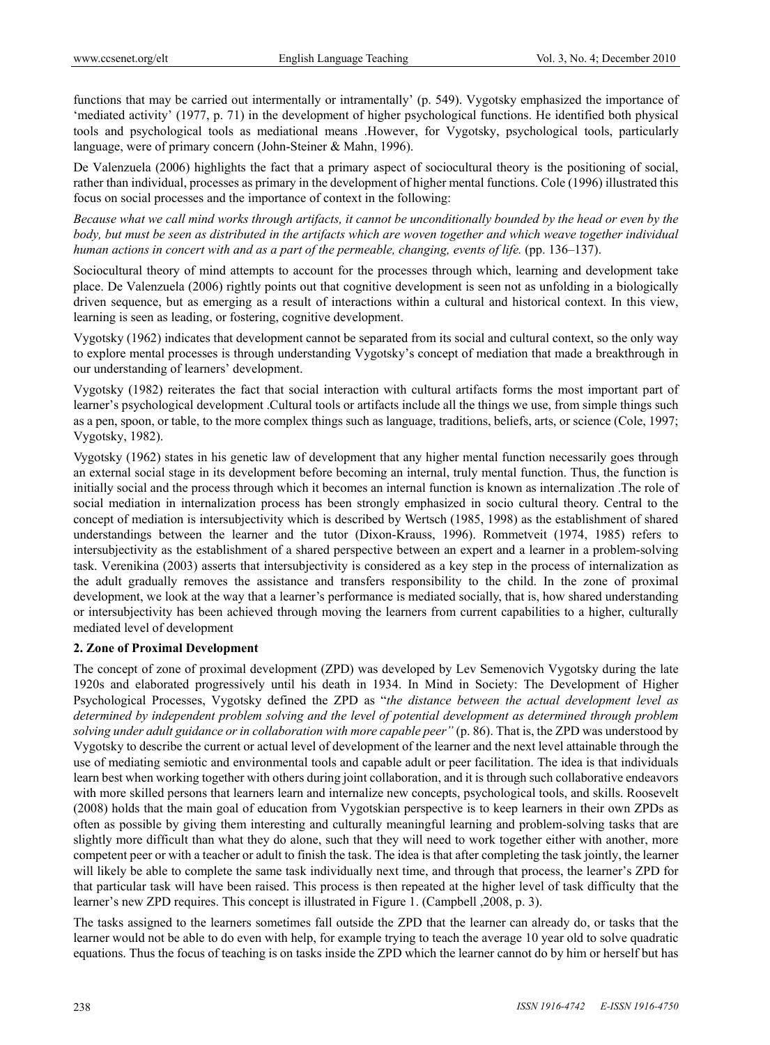functions that may be carried out intermentally or intramentally' (p. 549). Vygotsky emphasized the importance of 'mediated activity' (1977, p. 71) in the development of higher psychological functions. He identified both physical tools and psychological tools as mediational means .However, for Vygotsky, psychological tools, particularly language, were of primary concern (John-Steiner & Mahn, 1996).

De Valenzuela (2006) highlights the fact that a primary aspect of sociocultural theory is the positioning of social, rather than individual, processes as primary in the development of higher mental functions. Cole (1996) illustrated this focus on social processes and the importance of context in the following:

*Because what we call mind works through artifacts, it cannot be unconditionally bounded by the head or even by the body, but must be seen as distributed in the artifacts which are woven together and which weave together individual human actions in concert with and as a part of the permeable, changing, events of life.* (pp. 136–137).

Sociocultural theory of mind attempts to account for the processes through which, learning and development take place. De Valenzuela (2006) rightly points out that cognitive development is seen not as unfolding in a biologically driven sequence, but as emerging as a result of interactions within a cultural and historical context. In this view, learning is seen as leading, or fostering, cognitive development.

Vygotsky (1962) indicates that development cannot be separated from its social and cultural context, so the only way to explore mental processes is through understanding Vygotsky's concept of mediation that made a breakthrough in our understanding of learners' development.

Vygotsky (1982) reiterates the fact that social interaction with cultural artifacts forms the most important part of learner's psychological development .Cultural tools or artifacts include all the things we use, from simple things such as a pen, spoon, or table, to the more complex things such as language, traditions, beliefs, arts, or science (Cole, 1997; Vygotsky, 1982).

Vygotsky (1962) states in his genetic law of development that any higher mental function necessarily goes through an external social stage in its development before becoming an internal, truly mental function. Thus, the function is initially social and the process through which it becomes an internal function is known as internalization .The role of social mediation in internalization process has been strongly emphasized in socio cultural theory. Central to the concept of mediation is intersubjectivity which is described by Wertsch (1985, 1998) as the establishment of shared understandings between the learner and the tutor (Dixon-Krauss, 1996). Rommetveit (1974, 1985) refers to intersubjectivity as the establishment of a shared perspective between an expert and a learner in a problem-solving task. Verenikina (2003) asserts that intersubjectivity is considered as a key step in the process of internalization as the adult gradually removes the assistance and transfers responsibility to the child. In the zone of proximal development, we look at the way that a learner's performance is mediated socially, that is, how shared understanding or intersubjectivity has been achieved through moving the learners from current capabilities to a higher, culturally mediated level of development

## 2. Zone of Proximal Development

The concept of zone of proximal development (ZPD) was developed by Lev Semenovich Vygotsky during the late 1920s and elaborated progressively until his death in 1934. In Mind in Society: The Development of Higher Psychological Processes, Vygotsky defined the ZPD as "*the distance between the actual development level as determined by independent problem solving and the level of potential development as determined through problem solving under adult guidance or in collaboration with more capable peer"* (p. 86). That is, the ZPD was understood by Vygotsky to describe the current or actual level of development of the learner and the next level attainable through the use of mediating semiotic and environmental tools and capable adult or peer facilitation. The idea is that individuals learn best when working together with others during joint collaboration, and it is through such collaborative endeavors with more skilled persons that learners learn and internalize new concepts, psychological tools, and skills. Roosevelt (2008) holds that the main goal of education from Vygotskian perspective is to keep learners in their own ZPDs as often as possible by giving them interesting and culturally meaningful learning and problem-solving tasks that are slightly more difficult than what they do alone, such that they will need to work together either with another, more competent peer or with a teacher or adult to finish the task. The idea is that after completing the task jointly, the learner will likely be able to complete the same task individually next time, and through that process, the learner's ZPD for that particular task will have been raised. This process is then repeated at the higher level of task difficulty that the learner's new ZPD requires. This concept is illustrated in Figure 1. (Campbell ,2008, p. 3).

The tasks assigned to the learners sometimes fall outside the ZPD that the learner can already do, or tasks that the learner would not be able to do even with help, for example trying to teach the average 10 year old to solve quadratic equations. Thus the focus of teaching is on tasks inside the ZPD which the learner cannot do by him or herself but has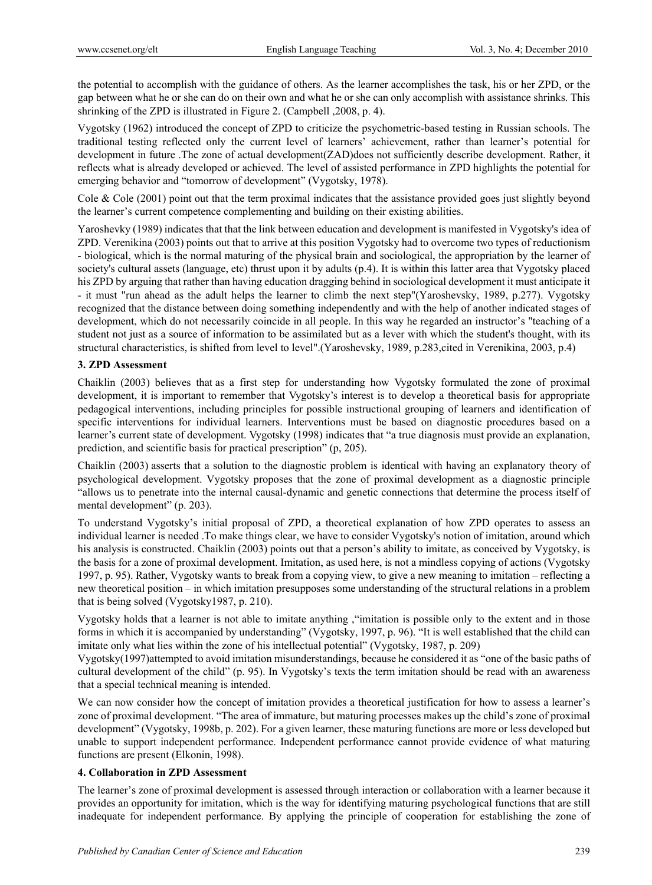the potential to accomplish with the guidance of others. As the learner accomplishes the task, his or her ZPD, or the gap between what he or she can do on their own and what he or she can only accomplish with assistance shrinks. This shrinking of the ZPD is illustrated in Figure 2. (Campbell ,2008, p. 4).

Vygotsky (1962) introduced the concept of ZPD to criticize the psychometric-based testing in Russian schools. The traditional testing reflected only the current level of learners' achievement, rather than learner's potential for development in future .The zone of actual development(ZAD)does not sufficiently describe development. Rather, it reflects what is already developed or achieved. The level of assisted performance in ZPD highlights the potential for emerging behavior and "tomorrow of development" (Vygotsky, 1978).

Cole & Cole (2001) point out that the term proximal indicates that the assistance provided goes just slightly beyond the learner's current competence complementing and building on their existing abilities.

Yaroshevky (1989) indicates that that the link between education and development is manifested in Vygotsky's idea of ZPD. Verenikina (2003) points out that to arrive at this position Vygotsky had to overcome two types of reductionism - biological, which is the normal maturing of the physical brain and sociological, the appropriation by the learner of society's cultural assets (language, etc) thrust upon it by adults (p.4). It is within this latter area that Vygotsky placed his ZPD by arguing that rather than having education dragging behind in sociological development it must anticipate it - it must "run ahead as the adult helps the learner to climb the next step"(Yaroshevsky, 1989, p.277). Vygotsky recognized that the distance between doing something independently and with the help of another indicated stages of development, which do not necessarily coincide in all people. In this way he regarded an instructor's "teaching of a student not just as a source of information to be assimilated but as a lever with which the student's thought, with its structural characteristics, is shifted from level to level".(Yaroshevsky, 1989, p.283,cited in Verenikina, 2003, p.4)

### 3. ZPD Assessment

Chaiklin (2003) believes that as a first step for understanding how Vygotsky formulated the zone of proximal development, it is important to remember that Vygotsky's interest is to develop a theoretical basis for appropriate pedagogical interventions, including principles for possible instructional grouping of learners and identification of specific interventions for individual learners. Interventions must be based on diagnostic procedures based on a learner's current state of development. Vygotsky (1998) indicates that "a true diagnosis must provide an explanation, prediction, and scientific basis for practical prescription" (p, 205).

Chaiklin (2003) asserts that a solution to the diagnostic problem is identical with having an explanatory theory of psychological development. Vygotsky proposes that the zone of proximal development as a diagnostic principle "allows us to penetrate into the internal causal-dynamic and genetic connections that determine the process itself of mental development" (p. 203).

To understand Vygotsky's initial proposal of ZPD, a theoretical explanation of how ZPD operates to assess an individual learner is needed .To make things clear, we have to consider Vygotsky's notion of imitation, around which his analysis is constructed. Chaiklin (2003) points out that a person's ability to imitate, as conceived by Vygotsky, is the basis for a zone of proximal development. Imitation, as used here, is not a mindless copying of actions (Vygotsky 1997, p. 95). Rather, Vygotsky wants to break from a copying view, to give a new meaning to imitation – reflecting a new theoretical position – in which imitation presupposes some understanding of the structural relations in a problem that is being solved (Vygotsky1987, p. 210).

Vygotsky holds that a learner is not able to imitate anything ,"imitation is possible only to the extent and in those forms in which it is accompanied by understanding" (Vygotsky, 1997, p. 96). "It is well established that the child can imitate only what lies within the zone of his intellectual potential" (Vygotsky, 1987, p. 209)

Vygotsky(1997)attempted to avoid imitation misunderstandings, because he considered it as "one of the basic paths of cultural development of the child" (p. 95). In Vygotsky's texts the term imitation should be read with an awareness that a special technical meaning is intended.

We can now consider how the concept of imitation provides a theoretical justification for how to assess a learner's zone of proximal development. "The area of immature, but maturing processes makes up the child's zone of proximal development" (Vygotsky, 1998b, p. 202). For a given learner, these maturing functions are more or less developed but unable to support independent performance. Independent performance cannot provide evidence of what maturing functions are present (Elkonin, 1998).

### 4. Collaboration in ZPD Assessment

The learner's zone of proximal development is assessed through interaction or collaboration with a learner because it provides an opportunity for imitation, which is the way for identifying maturing psychological functions that are still inadequate for independent performance. By applying the principle of cooperation for establishing the zone of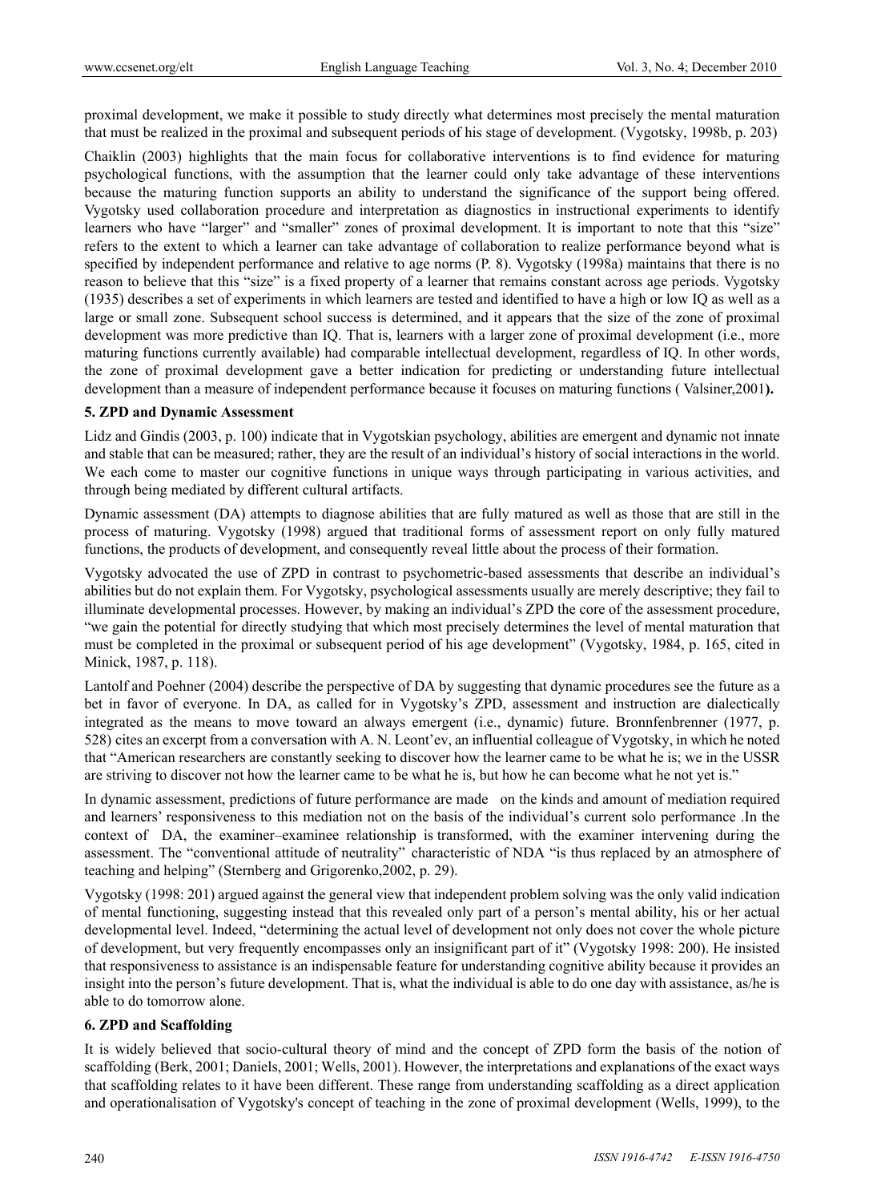proximal development, we make it possible to study directly what determines most precisely the mental maturation that must be realized in the proximal and subsequent periods of his stage of development. (Vygotsky, 1998b, p. 203)

Chaiklin (2003) highlights that the main focus for collaborative interventions is to find evidence for maturing psychological functions, with the assumption that the learner could only take advantage of these interventions because the maturing function supports an ability to understand the significance of the support being offered. Vygotsky used collaboration procedure and interpretation as diagnostics in instructional experiments to identify learners who have "larger" and "smaller" zones of proximal development. It is important to note that this "size" refers to the extent to which a learner can take advantage of collaboration to realize performance beyond what is specified by independent performance and relative to age norms (P. 8). Vygotsky (1998a) maintains that there is no reason to believe that this "size" is a fixed property of a learner that remains constant across age periods. Vygotsky (1935) describes a set of experiments in which learners are tested and identified to have a high or low IQ as well as a large or small zone. Subsequent school success is determined, and it appears that the size of the zone of proximal development was more predictive than IQ. That is, learners with a larger zone of proximal development (i.e., more maturing functions currently available) had comparable intellectual development, regardless of IQ. In other words, the zone of proximal development gave a better indication for predicting or understanding future intellectual development than a measure of independent performance because it focuses on maturing functions ( Valsiner,2001**).**

## 5. ZPD and Dynamic Assessment

Lidz and Gindis (2003, p. 100) indicate that in Vygotskian psychology, abilities are emergent and dynamic not innate and stable that can be measured; rather, they are the result of an individual's history of social interactions in the world. We each come to master our cognitive functions in unique ways through participating in various activities, and through being mediated by different cultural artifacts.

Dynamic assessment (DA) attempts to diagnose abilities that are fully matured as well as those that are still in the process of maturing. Vygotsky (1998) argued that traditional forms of assessment report on only fully matured functions, the products of development, and consequently reveal little about the process of their formation.

Vygotsky advocated the use of ZPD in contrast to psychometric-based assessments that describe an individual's abilities but do not explain them. For Vygotsky, psychological assessments usually are merely descriptive; they fail to illuminate developmental processes. However, by making an individual's ZPD the core of the assessment procedure, "we gain the potential for directly studying that which most precisely determines the level of mental maturation that must be completed in the proximal or subsequent period of his age development" (Vygotsky, 1984, p. 165, cited in Minick, 1987, p. 118).

Lantolf and Poehner (2004) describe the perspective of DA by suggesting that dynamic procedures see the future as a bet in favor of everyone. In DA, as called for in Vygotsky's ZPD, assessment and instruction are dialectically integrated as the means to move toward an always emergent (i.e., dynamic) future. Bronnfenbrenner (1977, p. 528) cites an excerpt from a conversation with A. N. Leont'ev, an influential colleague of Vygotsky, in which he noted that "American researchers are constantly seeking to discover how the learner came to be what he is; we in the USSR are striving to discover not how the learner came to be what he is, but how he can become what he not yet is."

In dynamic assessment, predictions of future performance are made on the kinds and amount of mediation required and learners' responsiveness to this mediation not on the basis of the individual's current solo performance .In the context of DA, the examiner–examinee relationship is transformed, with the examiner intervening during the assessment. The "conventional attitude of neutrality" characteristic of NDA "is thus replaced by an atmosphere of teaching and helping" (Sternberg and Grigorenko,2002, p. 29).

Vygotsky (1998: 201) argued against the general view that independent problem solving was the only valid indication of mental functioning, suggesting instead that this revealed only part of a person's mental ability, his or her actual developmental level. Indeed, "determining the actual level of development not only does not cover the whole picture of development, but very frequently encompasses only an insignificant part of it" (Vygotsky 1998: 200). He insisted that responsiveness to assistance is an indispensable feature for understanding cognitive ability because it provides an insight into the person's future development. That is, what the individual is able to do one day with assistance, as/he is able to do tomorrow alone.

## 6. ZPD and Scaffolding

It is widely believed that socio-cultural theory of mind and the concept of ZPD form the basis of the notion of scaffolding (Berk, 2001; Daniels, 2001; Wells, 2001). However, the interpretations and explanations of the exact ways that scaffolding relates to it have been different. These range from understanding scaffolding as a direct application and operationalisation of Vygotsky's concept of teaching in the zone of proximal development (Wells, 1999), to the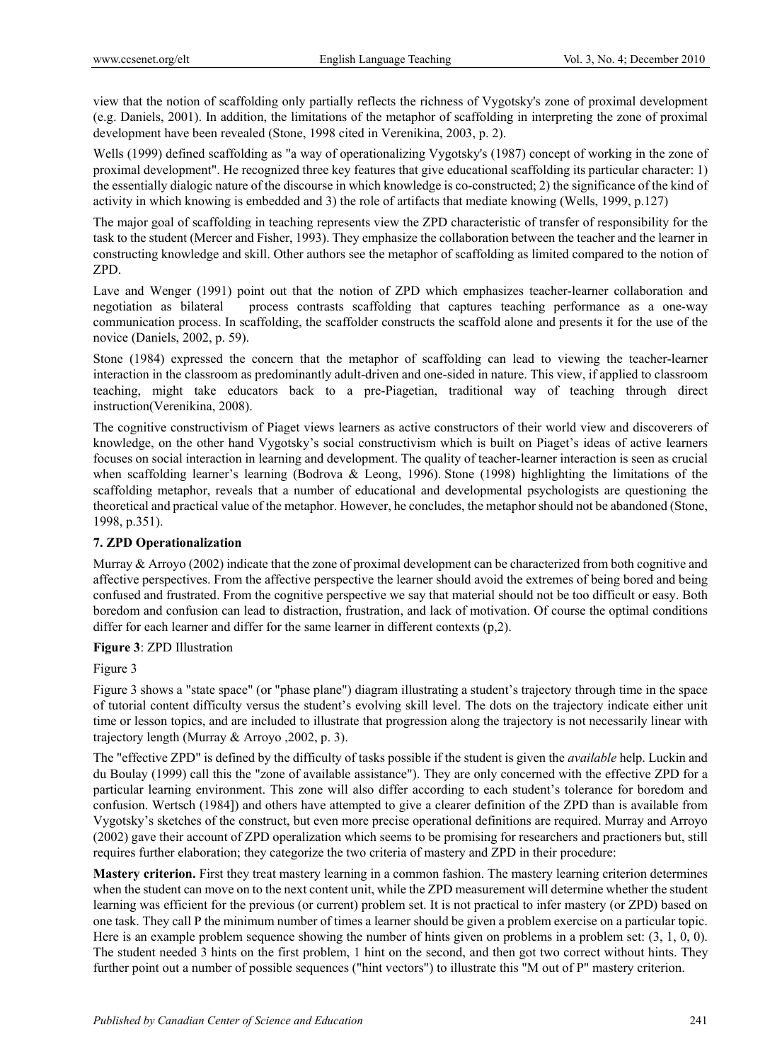view that the notion of scaffolding only partially reflects the richness of Vygotsky's zone of proximal development (e.g. Daniels, 2001). In addition, the limitations of the metaphor of scaffolding in interpreting the zone of proximal development have been revealed (Stone, 1998 cited in Verenikina, 2003, p. 2).

Wells (1999) defined scaffolding as "a way of operationalizing Vygotsky's (1987) concept of working in the zone of proximal development". He recognized three key features that give educational scaffolding its particular character: 1) the essentially dialogic nature of the discourse in which knowledge is co-constructed; 2) the significance of the kind of activity in which knowing is embedded and 3) the role of artifacts that mediate knowing (Wells, 1999, p.127)

The major goal of scaffolding in teaching represents view the ZPD characteristic of transfer of responsibility for the task to the student (Mercer and Fisher, 1993). They emphasize the collaboration between the teacher and the learner in constructing knowledge and skill. Other authors see the metaphor of scaffolding as limited compared to the notion of ZPD.

Lave and Wenger (1991) point out that the notion of ZPD which emphasizes teacher-learner collaboration and negotiation as bilateral process contrasts scaffolding that captures teaching performance as a one-way communication process. In scaffolding, the scaffolder constructs the scaffold alone and presents it for the use of the novice (Daniels, 2002, p. 59).

Stone (1984) expressed the concern that the metaphor of scaffolding can lead to viewing the teacher-learner interaction in the classroom as predominantly adult-driven and one-sided in nature. This view, if applied to classroom teaching, might take educators back to a pre-Piagetian, traditional way of teaching through direct instruction(Verenikina, 2008).

The cognitive constructivism of Piaget views learners as active constructors of their world view and discoverers of knowledge, on the other hand Vygotsky's social constructivism which is built on Piaget's ideas of active learners focuses on social interaction in learning and development. The quality of teacher-learner interaction is seen as crucial when scaffolding learner's learning (Bodrova & Leong, 1996). Stone (1998) highlighting the limitations of the scaffolding metaphor, reveals that a number of educational and developmental psychologists are questioning the theoretical and practical value of the metaphor. However, he concludes, the metaphor should not be abandoned (Stone, 1998, p.351).

## 7. ZPD Operationalization

Murray & Arroyo (2002) indicate that the zone of proximal development can be characterized from both cognitive and affective perspectives. From the affective perspective the learner should avoid the extremes of being bored and being confused and frustrated. From the cognitive perspective we say that material should not be too difficult or easy. Both boredom and confusion can lead to distraction, frustration, and lack of motivation. Of course the optimal conditions differ for each learner and differ for the same learner in different contexts (p,2).

**Figure 3**: ZPD Illustration

Figure 3

Figure 3 shows a "state space" (or "phase plane") diagram illustrating a student's trajectory through time in the space of tutorial content difficulty versus the student's evolving skill level. The dots on the trajectory indicate either unit time or lesson topics, and are included to illustrate that progression along the trajectory is not necessarily linear with trajectory length (Murray & Arroyo ,2002, p. 3).

The "effective ZPD" is defined by the difficulty of tasks possible if the student is given the *available* help. Luckin and du Boulay (1999) call this the "zone of available assistance"). They are only concerned with the effective ZPD for a particular learning environment. This zone will also differ according to each student's tolerance for boredom and confusion. Wertsch (1984]) and others have attempted to give a clearer definition of the ZPD than is available from Vygotsky's sketches of the construct, but even more precise operational definitions are required. Murray and Arroyo (2002) gave their account of ZPD operalization which seems to be promising for researchers and practioners but, still requires further elaboration; they categorize the two criteria of mastery and ZPD in their procedure:

**Mastery criterion.** First they treat mastery learning in a common fashion. The mastery learning criterion determines when the student can move on to the next content unit, while the ZPD measurement will determine whether the student learning was efficient for the previous (or current) problem set. It is not practical to infer mastery (or ZPD) based on one task. They call P the minimum number of times a learner should be given a problem exercise on a particular topic. Here is an example problem sequence showing the number of hints given on problems in a problem set: (3, 1, 0, 0). The student needed 3 hints on the first problem, 1 hint on the second, and then got two correct without hints. They further point out a number of possible sequences ("hint vectors") to illustrate this "M out of P" mastery criterion.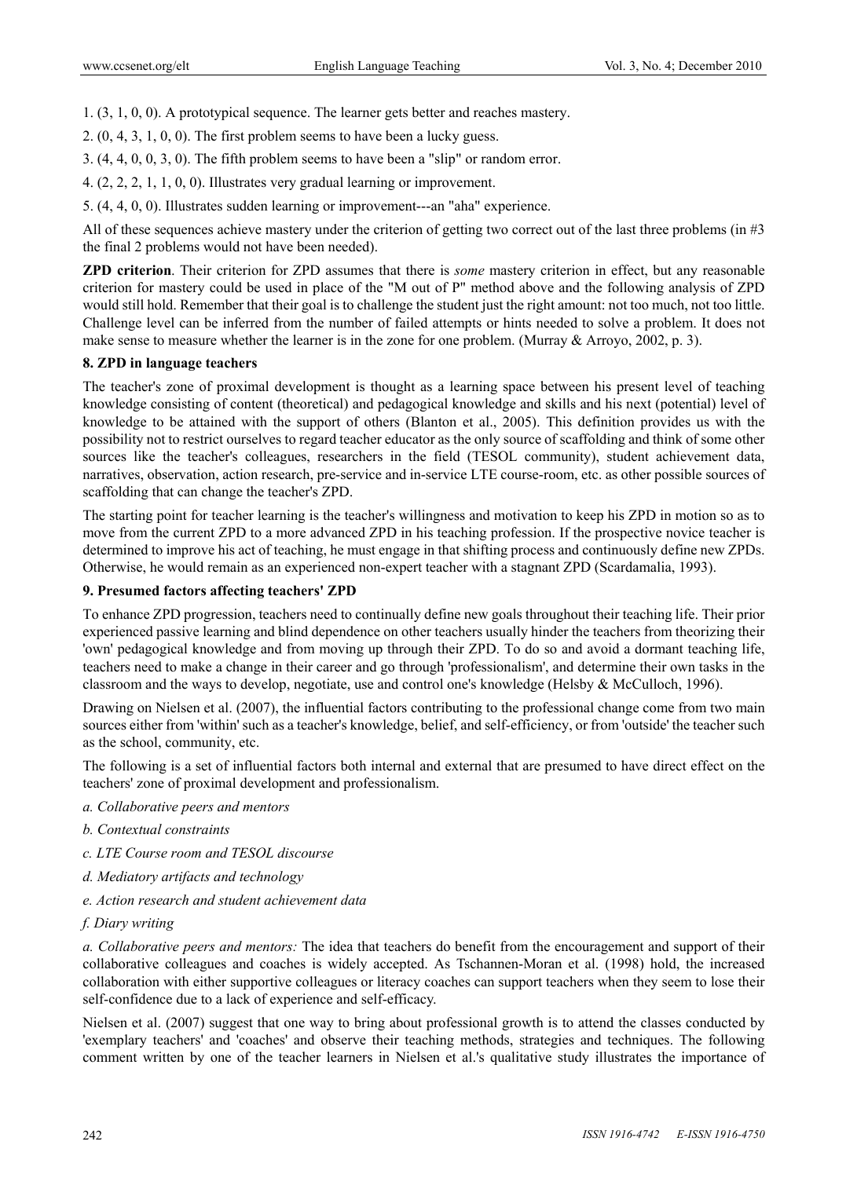1. (3, 1, 0, 0). A prototypical sequence. The learner gets better and reaches mastery.

2. (0, 4, 3, 1, 0, 0). The first problem seems to have been a lucky guess.

3. (4, 4, 0, 0, 3, 0). The fifth problem seems to have been a "slip" or random error.

4. (2, 2, 2, 1, 1, 0, 0). Illustrates very gradual learning or improvement.

5. (4, 4, 0, 0). Illustrates sudden learning or improvement---an "aha" experience.

All of these sequences achieve mastery under the criterion of getting two correct out of the last three problems (in #3 the final 2 problems would not have been needed).

**ZPD criterion**. Their criterion for ZPD assumes that there is *some* mastery criterion in effect, but any reasonable criterion for mastery could be used in place of the "M out of P" method above and the following analysis of ZPD would still hold. Remember that their goal is to challenge the student just the right amount: not too much, not too little. Challenge level can be inferred from the number of failed attempts or hints needed to solve a problem. It does not make sense to measure whether the learner is in the zone for one problem. (Murray & Arroyo, 2002, p. 3).

### 8. ZPD in language teachers

The teacher's zone of proximal development is thought as a learning space between his present level of teaching knowledge consisting of content (theoretical) and pedagogical knowledge and skills and his next (potential) level of knowledge to be attained with the support of others (Blanton et al., 2005). This definition provides us with the possibility not to restrict ourselves to regard teacher educator as the only source of scaffolding and think of some other sources like the teacher's colleagues, researchers in the field (TESOL community), student achievement data, narratives, observation, action research, pre-service and in-service LTE course-room, etc. as other possible sources of scaffolding that can change the teacher's ZPD.

The starting point for teacher learning is the teacher's willingness and motivation to keep his ZPD in motion so as to move from the current ZPD to a more advanced ZPD in his teaching profession. If the prospective novice teacher is determined to improve his act of teaching, he must engage in that shifting process and continuously define new ZPDs. Otherwise, he would remain as an experienced non-expert teacher with a stagnant ZPD (Scardamalia, 1993).

### 9. Presumed factors affecting teachers' ZPD

To enhance ZPD progression, teachers need to continually define new goals throughout their teaching life. Their prior experienced passive learning and blind dependence on other teachers usually hinder the teachers from theorizing their 'own' pedagogical knowledge and from moving up through their ZPD. To do so and avoid a dormant teaching life, teachers need to make a change in their career and go through 'professionalism', and determine their own tasks in the classroom and the ways to develop, negotiate, use and control one's knowledge (Helsby & McCulloch, 1996).

Drawing on Nielsen et al. (2007), the influential factors contributing to the professional change come from two main sources either from 'within' such as a teacher's knowledge, belief, and self-efficiency, or from 'outside' the teacher such as the school, community, etc.

The following is a set of influential factors both internal and external that are presumed to have direct effect on the teachers' zone of proximal development and professionalism.

*a. Collaborative peers and mentors*

*b. Contextual constraints*

*c. LTE Course room and TESOL discourse*

*d. Mediatory artifacts and technology*

*e. Action research and student achievement data*

*f. Diary writing*

*a. Collaborative peers and mentors:* The idea that teachers do benefit from the encouragement and support of their collaborative colleagues and coaches is widely accepted. As Tschannen-Moran et al. (1998) hold, the increased collaboration with either supportive colleagues or literacy coaches can support teachers when they seem to lose their self-confidence due to a lack of experience and self-efficacy.

Nielsen et al. (2007) suggest that one way to bring about professional growth is to attend the classes conducted by 'exemplary teachers' and 'coaches' and observe their teaching methods, strategies and techniques. The following comment written by one of the teacher learners in Nielsen et al.'s qualitative study illustrates the importance of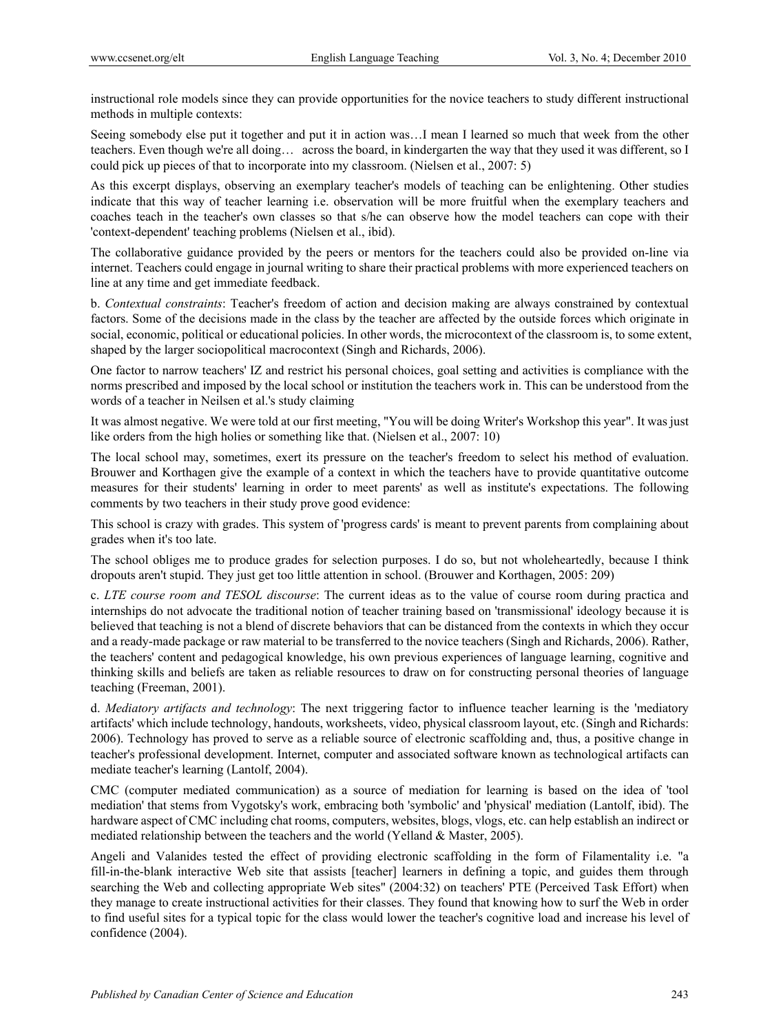instructional role models since they can provide opportunities for the novice teachers to study different instructional methods in multiple contexts:

Seeing somebody else put it together and put it in action was…I mean I learned so much that week from the other teachers. Even though we're all doing… across the board, in kindergarten the way that they used it was different, so I could pick up pieces of that to incorporate into my classroom. (Nielsen et al., 2007: 5)

As this excerpt displays, observing an exemplary teacher's models of teaching can be enlightening. Other studies indicate that this way of teacher learning i.e. observation will be more fruitful when the exemplary teachers and coaches teach in the teacher's own classes so that s/he can observe how the model teachers can cope with their 'context-dependent' teaching problems (Nielsen et al., ibid).

The collaborative guidance provided by the peers or mentors for the teachers could also be provided on-line via internet. Teachers could engage in journal writing to share their practical problems with more experienced teachers on line at any time and get immediate feedback.

b. *Contextual constraints*: Teacher's freedom of action and decision making are always constrained by contextual factors. Some of the decisions made in the class by the teacher are affected by the outside forces which originate in social, economic, political or educational policies. In other words, the microcontext of the classroom is, to some extent, shaped by the larger sociopolitical macrocontext (Singh and Richards, 2006).

One factor to narrow teachers' IZ and restrict his personal choices, goal setting and activities is compliance with the norms prescribed and imposed by the local school or institution the teachers work in. This can be understood from the words of a teacher in Neilsen et al.'s study claiming

It was almost negative. We were told at our first meeting, "You will be doing Writer's Workshop this year". It was just like orders from the high holies or something like that. (Nielsen et al., 2007: 10)

The local school may, sometimes, exert its pressure on the teacher's freedom to select his method of evaluation. Brouwer and Korthagen give the example of a context in which the teachers have to provide quantitative outcome measures for their students' learning in order to meet parents' as well as institute's expectations. The following comments by two teachers in their study prove good evidence:

This school is crazy with grades. This system of 'progress cards' is meant to prevent parents from complaining about grades when it's too late.

The school obliges me to produce grades for selection purposes. I do so, but not wholeheartedly, because I think dropouts aren't stupid. They just get too little attention in school. (Brouwer and Korthagen, 2005: 209)

c. *LTE course room and TESOL discourse*: The current ideas as to the value of course room during practica and internships do not advocate the traditional notion of teacher training based on 'transmissional' ideology because it is believed that teaching is not a blend of discrete behaviors that can be distanced from the contexts in which they occur and a ready-made package or raw material to be transferred to the novice teachers (Singh and Richards, 2006). Rather, the teachers' content and pedagogical knowledge, his own previous experiences of language learning, cognitive and thinking skills and beliefs are taken as reliable resources to draw on for constructing personal theories of language teaching (Freeman, 2001).

d. *Mediatory artifacts and technology*: The next triggering factor to influence teacher learning is the 'mediatory artifacts' which include technology, handouts, worksheets, video, physical classroom layout, etc. (Singh and Richards: 2006). Technology has proved to serve as a reliable source of electronic scaffolding and, thus, a positive change in teacher's professional development. Internet, computer and associated software known as technological artifacts can mediate teacher's learning (Lantolf, 2004).

CMC (computer mediated communication) as a source of mediation for learning is based on the idea of 'tool mediation' that stems from Vygotsky's work, embracing both 'symbolic' and 'physical' mediation (Lantolf, ibid). The hardware aspect of CMC including chat rooms, computers, websites, blogs, vlogs, etc. can help establish an indirect or mediated relationship between the teachers and the world (Yelland & Master, 2005).

Angeli and Valanides tested the effect of providing electronic scaffolding in the form of Filamentality i.e. "a fill-in-the-blank interactive Web site that assists [teacher] learners in defining a topic, and guides them through searching the Web and collecting appropriate Web sites" (2004:32) on teachers' PTE (Perceived Task Effort) when they manage to create instructional activities for their classes. They found that knowing how to surf the Web in order to find useful sites for a typical topic for the class would lower the teacher's cognitive load and increase his level of confidence (2004).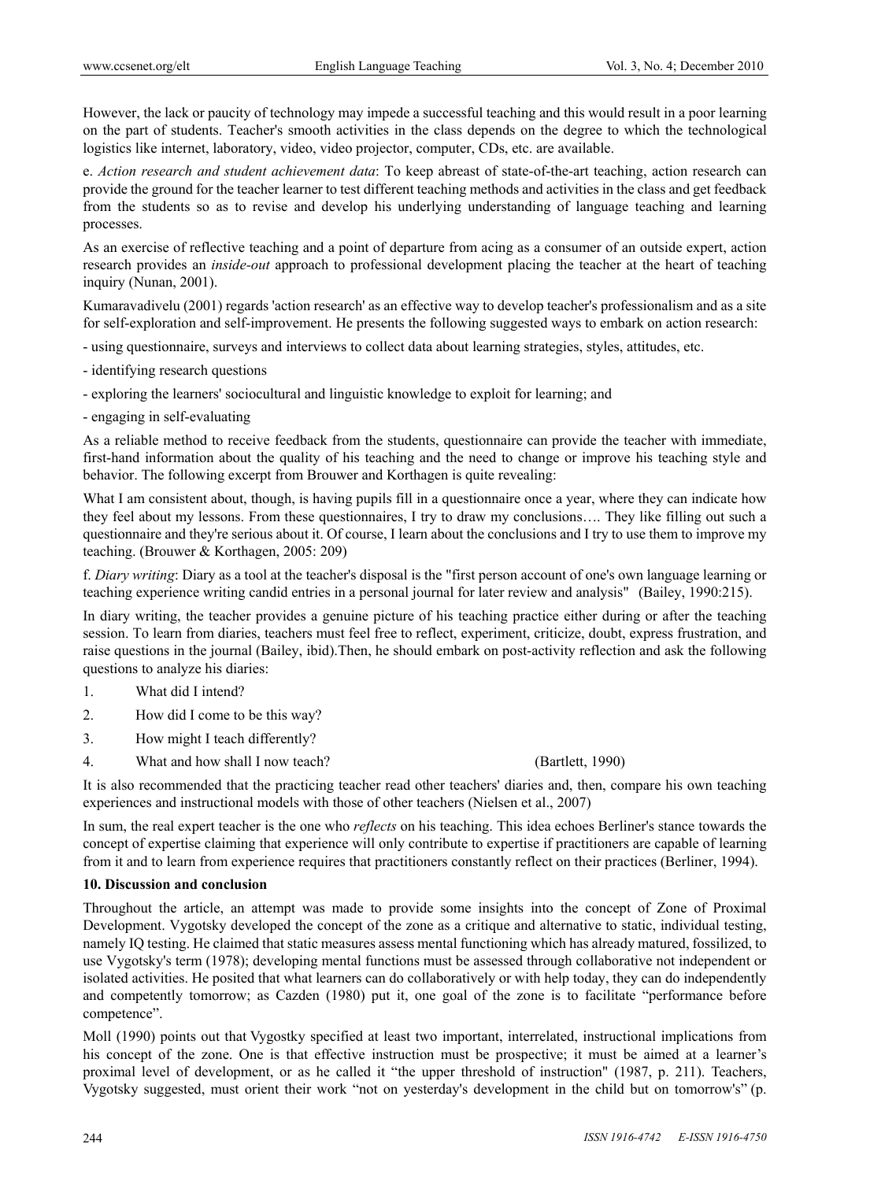However, the lack or paucity of technology may impede a successful teaching and this would result in a poor learning on the part of students. Teacher's smooth activities in the class depends on the degree to which the technological logistics like internet, laboratory, video, video projector, computer, CDs, etc. are available.

e. *Action research and student achievement data*: To keep abreast of state-of-the-art teaching, action research can provide the ground for the teacher learner to test different teaching methods and activities in the class and get feedback from the students so as to revise and develop his underlying understanding of language teaching and learning processes.

As an exercise of reflective teaching and a point of departure from acing as a consumer of an outside expert, action research provides an *inside-out* approach to professional development placing the teacher at the heart of teaching inquiry (Nunan, 2001).

Kumaravadivelu (2001) regards 'action research' as an effective way to develop teacher's professionalism and as a site for self-exploration and self-improvement. He presents the following suggested ways to embark on action research:

- using questionnaire, surveys and interviews to collect data about learning strategies, styles, attitudes, etc.
- identifying research questions
- exploring the learners' sociocultural and linguistic knowledge to exploit for learning; and
- engaging in self-evaluating

As a reliable method to receive feedback from the students, questionnaire can provide the teacher with immediate, first-hand information about the quality of his teaching and the need to change or improve his teaching style and behavior. The following excerpt from Brouwer and Korthagen is quite revealing:

What I am consistent about, though, is having pupils fill in a questionnaire once a year, where they can indicate how they feel about my lessons. From these questionnaires, I try to draw my conclusions…. They like filling out such a questionnaire and they're serious about it. Of course, I learn about the conclusions and I try to use them to improve my teaching. (Brouwer & Korthagen, 2005: 209)

f. *Diary writing*: Diary as a tool at the teacher's disposal is the "first person account of one's own language learning or teaching experience writing candid entries in a personal journal for later review and analysis" (Bailey, 1990:215).

In diary writing, the teacher provides a genuine picture of his teaching practice either during or after the teaching session. To learn from diaries, teachers must feel free to reflect, experiment, criticize, doubt, express frustration, and raise questions in the journal (Bailey, ibid).Then, he should embark on post-activity reflection and ask the following questions to analyze his diaries:

1. What did I intend?
2. How did I come to be this way?
3. How might I teach differently?
4. What and how shall I now teach? (Bartlett, 1990)

It is also recommended that the practicing teacher read other teachers' diaries and, then, compare his own teaching experiences and instructional models with those of other teachers (Nielsen et al., 2007)

In sum, the real expert teacher is the one who *reflects* on his teaching. This idea echoes Berliner's stance towards the concept of expertise claiming that experience will only contribute to expertise if practitioners are capable of learning from it and to learn from experience requires that practitioners constantly reflect on their practices (Berliner, 1994).

## 10. Discussion and conclusion

Throughout the article, an attempt was made to provide some insights into the concept of Zone of Proximal Development. Vygotsky developed the concept of the zone as a critique and alternative to static, individual testing, namely IQ testing. He claimed that static measures assess mental functioning which has already matured, fossilized, to use Vygotsky's term (1978); developing mental functions must be assessed through collaborative not independent or isolated activities. He posited that what learners can do collaboratively or with help today, they can do independently and competently tomorrow; as Cazden (1980) put it, one goal of the zone is to facilitate "performance before competence".

Moll (1990) points out that Vygostky specified at least two important, interrelated, instructional implications from his concept of the zone. One is that effective instruction must be prospective; it must be aimed at a learner's proximal level of development, or as he called it "the upper threshold of instruction" (1987, p. 211). Teachers, Vygotsky suggested, must orient their work "not on yesterday's development in the child but on tomorrow's" (p.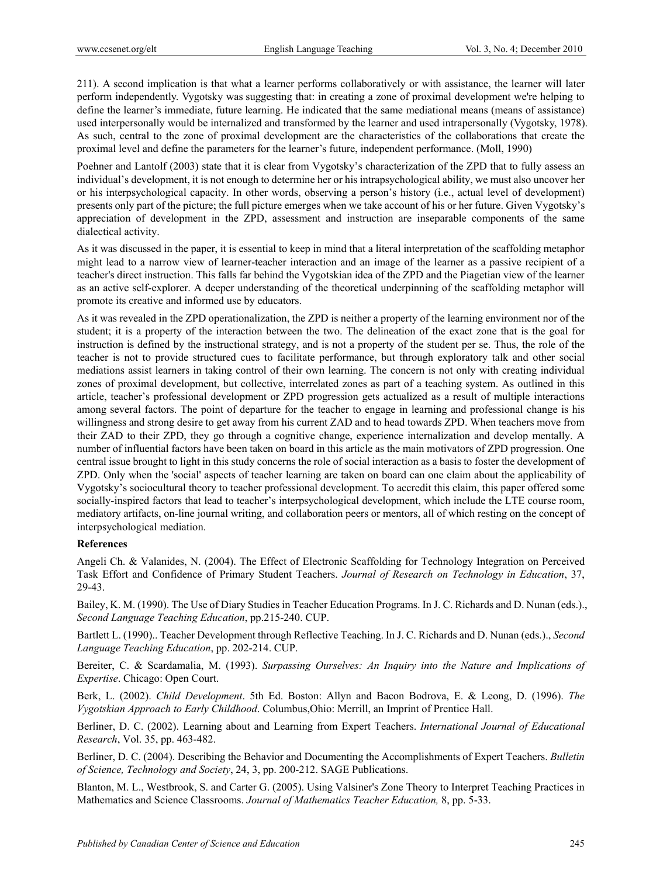211). A second implication is that what a learner performs collaboratively or with assistance, the learner will later perform independently. Vygotsky was suggesting that: in creating a zone of proximal development we're helping to define the learner's immediate, future learning. He indicated that the same mediational means (means of assistance) used interpersonally would be internalized and transformed by the learner and used intrapersonally (Vygotsky, 1978). As such, central to the zone of proximal development are the characteristics of the collaborations that create the proximal level and define the parameters for the learner's future, independent performance. (Moll, 1990)

Poehner and Lantolf (2003) state that it is clear from Vygotsky's characterization of the ZPD that to fully assess an individual's development, it is not enough to determine her or his intrapsychological ability, we must also uncover her or his interpsychological capacity. In other words, observing a person's history (i.e., actual level of development) presents only part of the picture; the full picture emerges when we take account of his or her future. Given Vygotsky's appreciation of development in the ZPD, assessment and instruction are inseparable components of the same dialectical activity.

As it was discussed in the paper, it is essential to keep in mind that a literal interpretation of the scaffolding metaphor might lead to a narrow view of learner-teacher interaction and an image of the learner as a passive recipient of a teacher's direct instruction. This falls far behind the Vygotskian idea of the ZPD and the Piagetian view of the learner as an active self-explorer. A deeper understanding of the theoretical underpinning of the scaffolding metaphor will promote its creative and informed use by educators.

As it was revealed in the ZPD operationalization, the ZPD is neither a property of the learning environment nor of the student; it is a property of the interaction between the two. The delineation of the exact zone that is the goal for instruction is defined by the instructional strategy, and is not a property of the student per se. Thus, the role of the teacher is not to provide structured cues to facilitate performance, but through exploratory talk and other social mediations assist learners in taking control of their own learning. The concern is not only with creating individual zones of proximal development, but collective, interrelated zones as part of a teaching system. As outlined in this article, teacher's professional development or ZPD progression gets actualized as a result of multiple interactions among several factors. The point of departure for the teacher to engage in learning and professional change is his willingness and strong desire to get away from his current ZAD and to head towards ZPD. When teachers move from their ZAD to their ZPD, they go through a cognitive change, experience internalization and develop mentally. A number of influential factors have been taken on board in this article as the main motivators of ZPD progression. One central issue brought to light in this study concerns the role of social interaction as a basis to foster the development of ZPD. Only when the 'social' aspects of teacher learning are taken on board can one claim about the applicability of Vygotsky's sociocultural theory to teacher professional development. To accredit this claim, this paper offered some socially-inspired factors that lead to teacher's interpsychological development, which include the LTE course room, mediatory artifacts, on-line journal writing, and collaboration peers or mentors, all of which resting on the concept of interpsychological mediation.

## References

Angeli Ch. & Valanides, N. (2004). The Effect of Electronic Scaffolding for Technology Integration on Perceived Task Effort and Confidence of Primary Student Teachers. *Journal of Research on Technology in Education*, 37, 29-43.

Bailey, K. M. (1990). The Use of Diary Studies in Teacher Education Programs. In J. C. Richards and D. Nunan (eds.)., *Second Language Teaching Education*, pp.215-240. CUP.

Bartlett L. (1990).. Teacher Development through Reflective Teaching. In J. C. Richards and D. Nunan (eds.)., *Second Language Teaching Education*, pp. 202-214. CUP.

Bereiter, C. & Scardamalia, M. (1993). *Surpassing Ourselves: An Inquiry into the Nature and Implications of Expertise*. Chicago: Open Court.

Berk, L. (2002). *Child Development*. 5th Ed. Boston: Allyn and Bacon Bodrova, E. & Leong, D. (1996). *The Vygotskian Approach to Early Childhood*. Columbus,Ohio: Merrill, an Imprint of Prentice Hall.

Berliner, D. C. (2002). Learning about and Learning from Expert Teachers. *International Journal of Educational Research*, Vol. 35, pp. 463-482.

Berliner, D. C. (2004). Describing the Behavior and Documenting the Accomplishments of Expert Teachers. *Bulletin of Science, Technology and Society*, 24, 3, pp. 200-212. SAGE Publications.

Blanton, M. L., Westbrook, S. and Carter G. (2005). Using Valsiner's Zone Theory to Interpret Teaching Practices in Mathematics and Science Classrooms. *Journal of Mathematics Teacher Education,* 8, pp. 5-33.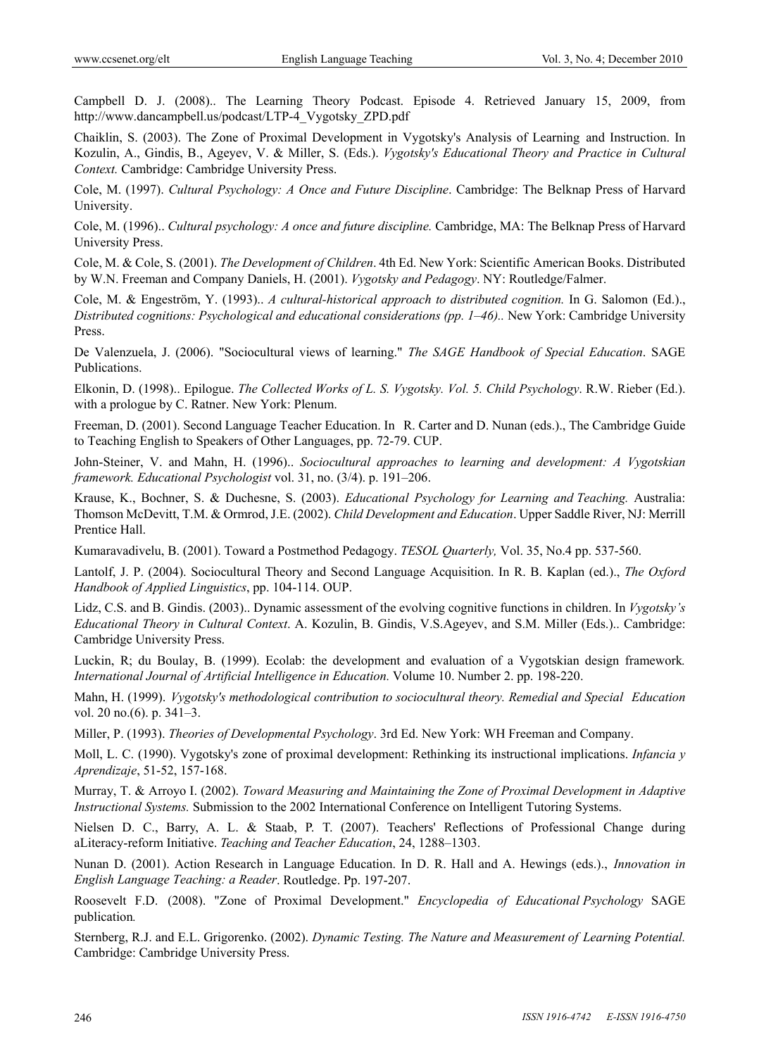Campbell D. J. (2008).. The Learning Theory Podcast. Episode 4. Retrieved January 15, 2009, from http://www.dancampbell.us/podcast/LTP-4_Vygotsky_ZPD.pdf

Chaiklin, S. (2003). The Zone of Proximal Development in Vygotsky's Analysis of Learning and Instruction. In Kozulin, A., Gindis, B., Ageyev, V. & Miller, S. (Eds.). *Vygotsky's Educational Theory and Practice in Cultural Context.* Cambridge: Cambridge University Press.

Cole, M. (1997). *Cultural Psychology: A Once and Future Discipline*. Cambridge: The Belknap Press of Harvard University.

Cole, M. (1996).. *Cultural psychology: A once and future discipline.* Cambridge, MA: The Belknap Press of Harvard University Press.

Cole, M. & Cole, S. (2001). *The Development of Children*. 4th Ed. New York: Scientific American Books. Distributed by W.N. Freeman and Company Daniels, H. (2001). *Vygotsky and Pedagogy*. NY: Routledge/Falmer.

Cole, M. & Engeström, Y. (1993).. *A cultural-historical approach to distributed cognition.* In G. Salomon (Ed.)., *Distributed cognitions: Psychological and educational considerations (pp. 1–46)..* New York: Cambridge University Press.

De Valenzuela, J. (2006). "Sociocultural views of learning." *The SAGE Handbook of Special Education*. SAGE Publications.

Elkonin, D. (1998).. Epilogue. *The Collected Works of L. S. Vygotsky. Vol. 5. Child Psychology*. R.W. Rieber (Ed.). with a prologue by C. Ratner. New York: Plenum.

Freeman, D. (2001). Second Language Teacher Education. In R. Carter and D. Nunan (eds.)., The Cambridge Guide to Teaching English to Speakers of Other Languages, pp. 72-79. CUP.

John-Steiner, V. and Mahn, H. (1996).. *Sociocultural approaches to learning and development: A Vygotskian framework. Educational Psychologist* vol. 31, no. (3/4). p. 191–206.

Krause, K., Bochner, S. & Duchesne, S. (2003). *Educational Psychology for Learning and Teaching.* Australia: Thomson McDevitt, T.M. & Ormrod, J.E. (2002). *Child Development and Education*. Upper Saddle River, NJ: Merrill Prentice Hall.

Kumaravadivelu, B. (2001). Toward a Postmethod Pedagogy. *TESOL Quarterly,* Vol. 35, No.4 pp. 537-560.

Lantolf, J. P. (2004). Sociocultural Theory and Second Language Acquisition. In R. B. Kaplan (ed.)., *The Oxford Handbook of Applied Linguistics*, pp. 104-114. OUP.

Lidz, C.S. and B. Gindis. (2003).. Dynamic assessment of the evolving cognitive functions in children. In *Vygotsky's Educational Theory in Cultural Context*. A. Kozulin, B. Gindis, V.S.Ageyev, and S.M. Miller (Eds.).. Cambridge: Cambridge University Press.

Luckin, R; du Boulay, B. (1999). Ecolab: the development and evaluation of a Vygotskian design framework*. International Journal of Artificial Intelligence in Education.* Volume 10. Number 2. pp. 198-220.

Mahn, H. (1999). *Vygotsky's methodological contribution to sociocultural theory. Remedial and Special Education* vol. 20 no.(6). p. 341–3.

Miller, P. (1993). *Theories of Developmental Psychology*. 3rd Ed. New York: WH Freeman and Company.

Moll, L. C. (1990). Vygotsky's zone of proximal development: Rethinking its instructional implications. *Infancia y Aprendizaje*, 51-52, 157-168.

Murray, T. & Arroyo I. (2002). *Toward Measuring and Maintaining the Zone of Proximal Development in Adaptive Instructional Systems.* Submission to the 2002 International Conference on Intelligent Tutoring Systems.

Nielsen D. C., Barry, A. L. & Staab, P. T. (2007). Teachers' Reflections of Professional Change during aLiteracy-reform Initiative. *Teaching and Teacher Education*, 24, 1288–1303.

Nunan D. (2001). Action Research in Language Education. In D. R. Hall and A. Hewings (eds.)., *Innovation in English Language Teaching: a Reader*. Routledge. Pp. 197-207.

Roosevelt F.D. (2008). "Zone of Proximal Development." *Encyclopedia of Educational Psychology* SAGE publication*.*

Sternberg, R.J. and E.L. Grigorenko. (2002). *Dynamic Testing. The Nature and Measurement of Learning Potential.* Cambridge: Cambridge University Press.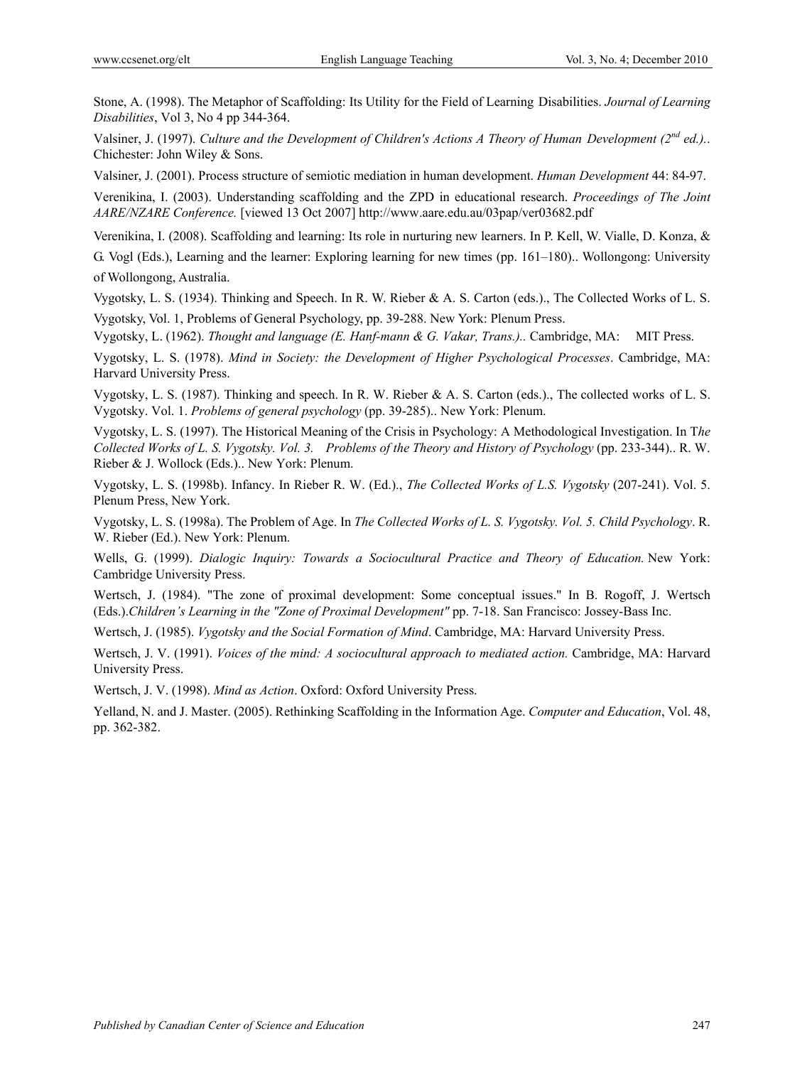Stone, A. (1998). The Metaphor of Scaffolding: Its Utility for the Field of Learning Disabilities. *Journal of Learning Disabilities*, Vol 3, No 4 pp 344-364.

Valsiner, J. (1997). *Culture and the Development of Children's Actions A Theory of Human Development (2nd ed.).*. Chichester: John Wiley & Sons.

Valsiner, J. (2001). Process structure of semiotic mediation in human development. *Human Development* 44: 84-97.

Verenikina, I. (2003). Understanding scaffolding and the ZPD in educational research. *Proceedings of The Joint AARE/NZARE Conference.* [viewed 13 Oct 2007] http://www.aare.edu.au/03pap/ver03682.pdf

Verenikina, I. (2008). Scaffolding and learning: Its role in nurturing new learners. In P. Kell, W. Vialle, D. Konza, & G. Vogl (Eds.), Learning and the learner: Exploring learning for new times (pp. 161–180).. Wollongong: University of Wollongong, Australia.

Vygotsky, L. S. (1934). Thinking and Speech. In R. W. Rieber & A. S. Carton (eds.)., The Collected Works of L. S. Vygotsky, Vol. 1, Problems of General Psychology, pp. 39-288. New York: Plenum Press.

Vygotsky, L. (1962). *Thought and language (E. Hanf-mann & G. Vakar, Trans.)..* Cambridge, MA: MIT Press.

Vygotsky, L. S. (1978). *Mind in Society: the Development of Higher Psychological Processes*. Cambridge, MA: Harvard University Press.

Vygotsky, L. S. (1987). Thinking and speech. In R. W. Rieber & A. S. Carton (eds.)., The collected works of L. S. Vygotsky. Vol. 1. *Problems of general psychology* (pp. 39-285).. New York: Plenum.

Vygotsky, L. S. (1997). The Historical Meaning of the Crisis in Psychology: A Methodological Investigation. In T*he Collected Works of L. S. Vygotsky. Vol. 3. Problems of the Theory and History of Psychology* (pp. 233-344).. R. W. Rieber & J. Wollock (Eds.).. New York: Plenum.

Vygotsky, L. S. (1998b). Infancy. In Rieber R. W. (Ed.)., *The Collected Works of L.S. Vygotsky* (207-241). Vol. 5. Plenum Press, New York.

Vygotsky, L. S. (1998a). The Problem of Age. In *The Collected Works of L. S. Vygotsky. Vol. 5. Child Psychology*. R. W. Rieber (Ed.). New York: Plenum.

Wells, G. (1999). *Dialogic Inquiry: Towards a Sociocultural Practice and Theory of Education.* New York: Cambridge University Press.

Wertsch, J. (1984). "The zone of proximal development: Some conceptual issues." In B. Rogoff, J. Wertsch (Eds.).*Children's Learning in the "Zone of Proximal Development"* pp. 7-18. San Francisco: Jossey-Bass Inc.

Wertsch, J. (1985). *Vygotsky and the Social Formation of Mind*. Cambridge, MA: Harvard University Press.

Wertsch, J. V. (1991). *Voices of the mind: A sociocultural approach to mediated action.* Cambridge, MA: Harvard University Press.

Wertsch, J. V. (1998). *Mind as Action*. Oxford: Oxford University Press.

Yelland, N. and J. Master. (2005). Rethinking Scaffolding in the Information Age. *Computer and Education*, Vol. 48, pp. 362-382.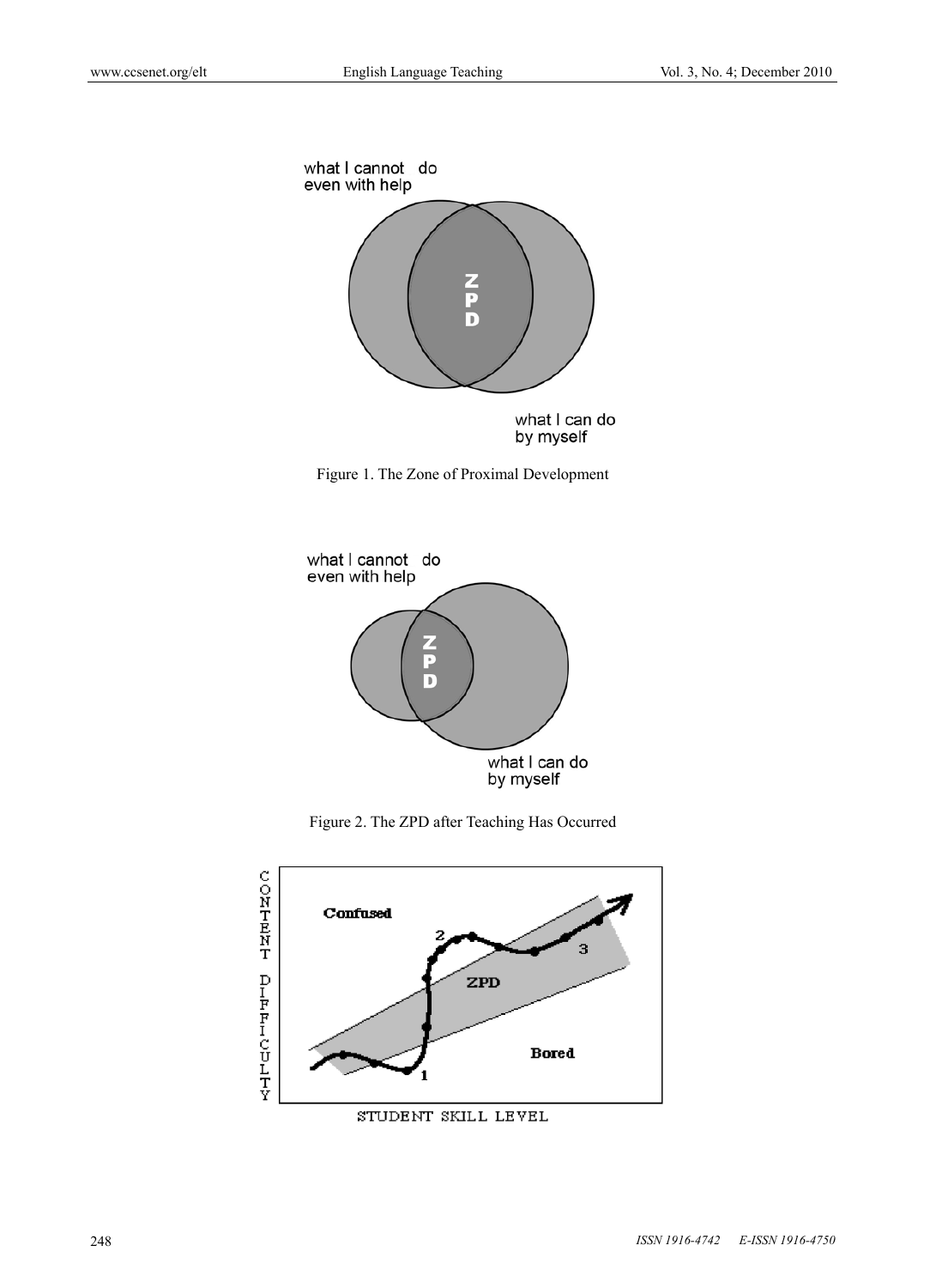what I cannot do
even with help

ZPD

what I can do
by myself

Figure 1. The Zone of Proximal Development

what I cannot do
even with help

ZPD

what I can do
by myself

Figure 2. The ZPD after Teaching Has Occurred

CONTENT DIFFICULTY

Confused

2

3

ZPD

Bored

1

STUDENT SKILL LEVEL